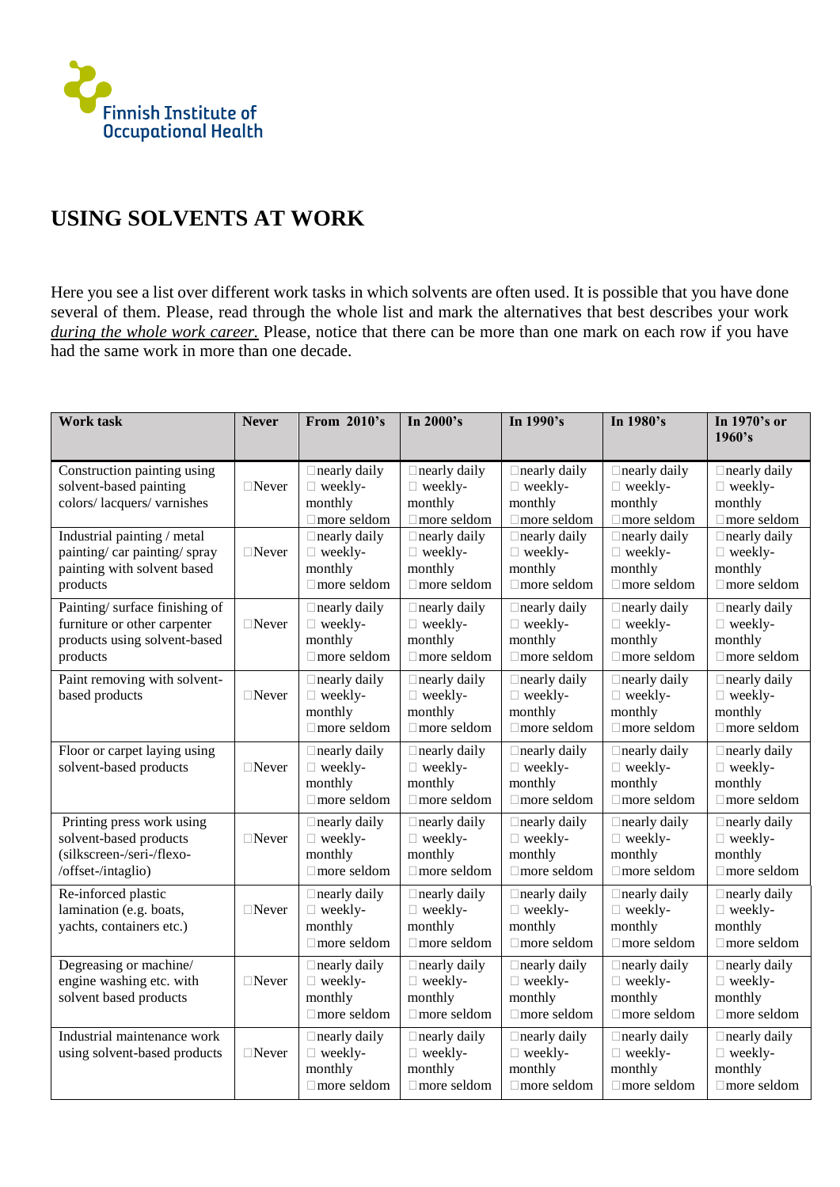Finnish Institute of Occupational Health

# USING SOLVENTS AT WORK

Here you see a list over different work tasks in which solvents are often used. It is possible that you have done several of them. Please, read through the whole list and mark the alternatives that best describes your work *during the whole work career.* Please, notice that there can be more than one mark on each row if you have had the same work in more than one decade.

| Work task | Never | From 2010's | In 2000's | In 1990's | In 1980's | In 1970's or 1960's |
|---|---|---|---|---|---|---|
| Construction painting using solvent-based painting colors/ lacquers/ varnishes | □Never | □nearly daily □ weekly-monthly □more seldom | □nearly daily □ weekly-monthly □more seldom | □nearly daily □ weekly-monthly □more seldom | □nearly daily □ weekly-monthly □more seldom | □nearly daily □ weekly-monthly □more seldom |
| Industrial painting / metal painting/ car painting/ spray painting with solvent based products | □Never | □nearly daily □ weekly-monthly □more seldom | □nearly daily □ weekly-monthly □more seldom | □nearly daily □ weekly-monthly □more seldom | □nearly daily □ weekly-monthly □more seldom | □nearly daily □ weekly-monthly □more seldom |
| Painting/ surface finishing of furniture or other carpenter products using solvent-based products | □Never | □nearly daily □ weekly-monthly □more seldom | □nearly daily □ weekly-monthly □more seldom | □nearly daily □ weekly-monthly □more seldom | □nearly daily □ weekly-monthly □more seldom | □nearly daily □ weekly-monthly □more seldom |
| Paint removing with solvent-based products | □Never | □nearly daily □ weekly-monthly □more seldom | □nearly daily □ weekly-monthly □more seldom | □nearly daily □ weekly-monthly □more seldom | □nearly daily □ weekly-monthly □more seldom | □nearly daily □ weekly-monthly □more seldom |
| Floor or carpet laying using solvent-based products | □Never | □nearly daily □ weekly-monthly □more seldom | □nearly daily □ weekly-monthly □more seldom | □nearly daily □ weekly-monthly □more seldom | □nearly daily □ weekly-monthly □more seldom | □nearly daily □ weekly-monthly □more seldom |
| Printing press work using solvent-based products (silkscreen-/seri-/flexo-/offset-/intaglio) | □Never | □nearly daily □ weekly-monthly □more seldom | □nearly daily □ weekly-monthly □more seldom | □nearly daily □ weekly-monthly □more seldom | □nearly daily □ weekly-monthly □more seldom | □nearly daily □ weekly-monthly □more seldom |
| Re-inforced plastic lamination (e.g. boats, yachts, containers etc.) | □Never | □nearly daily □ weekly-monthly □more seldom | □nearly daily □ weekly-monthly □more seldom | □nearly daily □ weekly-monthly □more seldom | □nearly daily □ weekly-monthly □more seldom | □nearly daily □ weekly-monthly □more seldom |
| Degreasing or machine/ engine washing etc. with solvent based products | □Never | □nearly daily □ weekly-monthly □more seldom | □nearly daily □ weekly-monthly □more seldom | □nearly daily □ weekly-monthly □more seldom | □nearly daily □ weekly-monthly □more seldom | □nearly daily □ weekly-monthly □more seldom |
| Industrial maintenance work using solvent-based products | □Never | □nearly daily □ weekly-monthly □more seldom | □nearly daily □ weekly-monthly □more seldom | □nearly daily □ weekly-monthly □more seldom | □nearly daily □ weekly-monthly □more seldom | □nearly daily □ weekly-monthly □more seldom |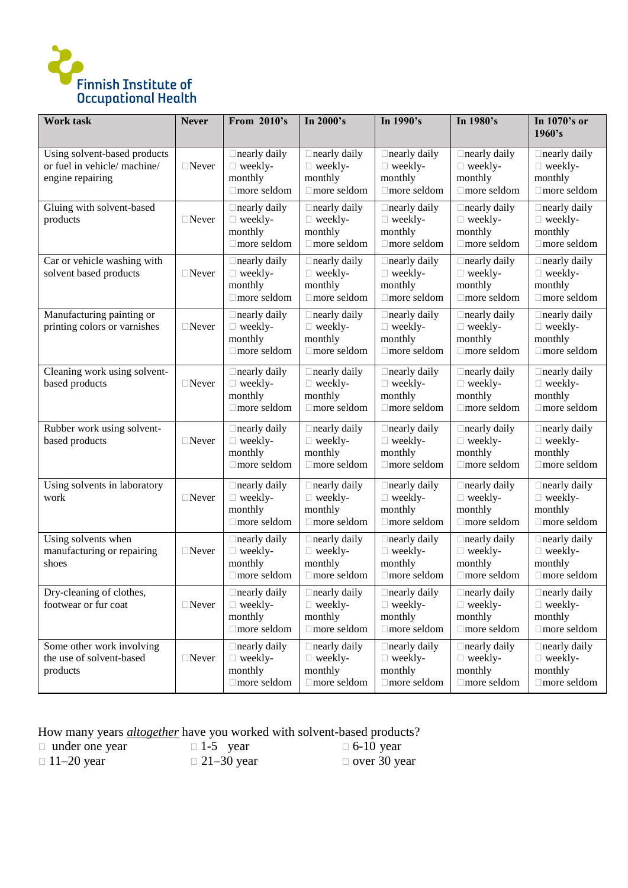Finnish Institute of Occupational Health

| Work task | Never | From 2010's | In 2000's | In 1990's | In 1980's | In 1070's or 1960's |
|---|---|---|---|---|---|---|
| Using solvent-based products or fuel in vehicle/ machine/ engine repairing | □Never | □nearly daily □ weekly-monthly □more seldom | □nearly daily □ weekly-monthly □more seldom | □nearly daily □ weekly-monthly □more seldom | □nearly daily □ weekly-monthly □more seldom | □nearly daily □ weekly-monthly □more seldom |
| Gluing with solvent-based products | □Never | □nearly daily □ weekly-monthly □more seldom | □nearly daily □ weekly-monthly □more seldom | □nearly daily □ weekly-monthly □more seldom | □nearly daily □ weekly-monthly □more seldom | □nearly daily □ weekly-monthly □more seldom |
| Car or vehicle washing with solvent based products | □Never | □nearly daily □ weekly-monthly □more seldom | □nearly daily □ weekly-monthly □more seldom | □nearly daily □ weekly-monthly □more seldom | □nearly daily □ weekly-monthly □more seldom | □nearly daily □ weekly-monthly □more seldom |
| Manufacturing painting or printing colors or varnishes | □Never | □nearly daily □ weekly-monthly □more seldom | □nearly daily □ weekly-monthly □more seldom | □nearly daily □ weekly-monthly □more seldom | □nearly daily □ weekly-monthly □more seldom | □nearly daily □ weekly-monthly □more seldom |
| Cleaning work using solvent-based products | □Never | □nearly daily □ weekly-monthly □more seldom | □nearly daily □ weekly-monthly □more seldom | □nearly daily □ weekly-monthly □more seldom | □nearly daily □ weekly-monthly □more seldom | □nearly daily □ weekly-monthly □more seldom |
| Rubber work using solvent-based products | □Never | □nearly daily □ weekly-monthly □more seldom | □nearly daily □ weekly-monthly □more seldom | □nearly daily □ weekly-monthly □more seldom | □nearly daily □ weekly-monthly □more seldom | □nearly daily □ weekly-monthly □more seldom |
| Using solvents in laboratory work | □Never | □nearly daily □ weekly-monthly □more seldom | □nearly daily □ weekly-monthly □more seldom | □nearly daily □ weekly-monthly □more seldom | □nearly daily □ weekly-monthly □more seldom | □nearly daily □ weekly-monthly □more seldom |
| Using solvents when manufacturing or repairing shoes | □Never | □nearly daily □ weekly-monthly □more seldom | □nearly daily □ weekly-monthly □more seldom | □nearly daily □ weekly-monthly □more seldom | □nearly daily □ weekly-monthly □more seldom | □nearly daily □ weekly-monthly □more seldom |
| Dry-cleaning of clothes, footwear or fur coat | □Never | □nearly daily □ weekly-monthly □more seldom | □nearly daily □ weekly-monthly □more seldom | □nearly daily □ weekly-monthly □more seldom | □nearly daily □ weekly-monthly □more seldom | □nearly daily □ weekly-monthly □more seldom |
| Some other work involving the use of solvent-based products | □Never | □nearly daily □ weekly-monthly □more seldom | □nearly daily □ weekly-monthly □more seldom | □nearly daily □ weekly-monthly □more seldom | □nearly daily □ weekly-monthly □more seldom | □nearly daily □ weekly-monthly □more seldom |

How many years *altogether* have you worked with solvent-based products?

□ under one year  □ 1-5 year  □ 6-10 year

□ 11–20 year  □ 21–30 year  □ over 30 year